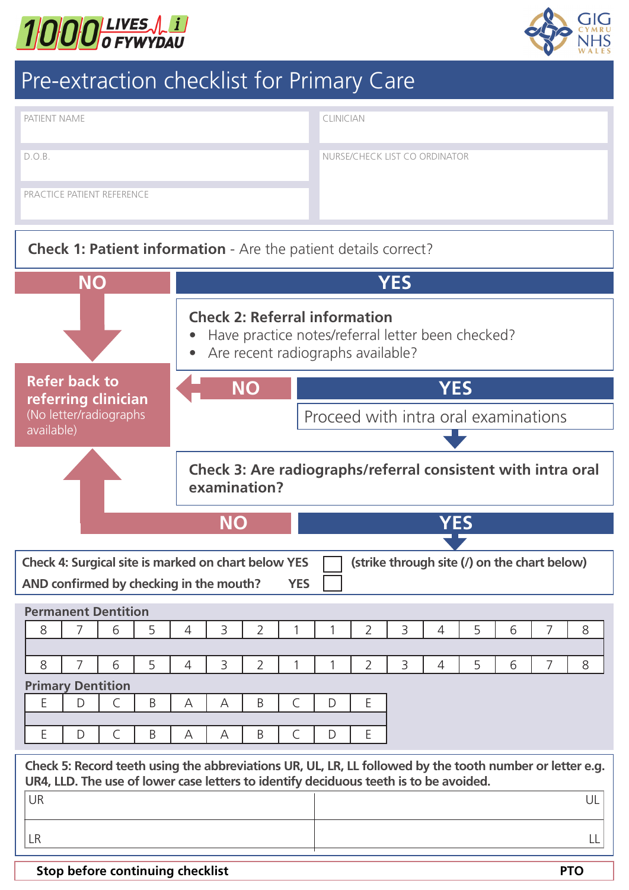# Pre-extraction checklist for Primary Care

| PATIENT NAME | CLINICIAN |
|---|---|
| D.O.B. | NURSE/CHECK LIST CO ORDINATOR |
| PRACTICE PATIENT REFERENCE | |

**Check 1: Patient information** - Are the patient details correct?

**NO** → **Refer back to referring clinician** (No letter/radiographs available)

**YES**

**Check 2: Referral information**

- Have practice notes/referral letter been checked?
- Are recent radiographs available?

**NO** → Refer back to referring clinician

**YES**

Proceed with intra oral examinations

**Check 3: Are radiographs/referral consistent with intra oral examination?**

**NO** → Refer back to referring clinician

**YES**

**Check 4: Surgical site is marked on chart below YES** ☐ **(strike through site (/) on the chart below)**

**AND confirmed by checking in the mouth? YES** ☐

**Permanent Dentition**

| 8 | 7 | 6 | 5 | 4 | 3 | 2 | 1 | 1 | 2 | 3 | 4 | 5 | 6 | 7 | 8 |
|---|---|---|---|---|---|---|---|---|---|---|---|---|---|---|---|
| | | | | | | | | | | | | | | | |
| 8 | 7 | 6 | 5 | 4 | 3 | 2 | 1 | 1 | 2 | 3 | 4 | 5 | 6 | 7 | 8 |

**Primary Dentition**

| E | D | C | B | A | A | B | C | D | E |
|---|---|---|---|---|---|---|---|---|---|
| | | | | | | | | | |
| E | D | C | B | A | A | B | C | D | E |

**Check 5: Record teeth using the abbreviations UR, UL, LR, LL followed by the tooth number or letter e.g. UR4, LLD. The use of lower case letters to identify deciduous teeth is to be avoided.**

| UR | UL |
|---|---|
| LR | LL |

**Stop before continuing checklist** **PTO**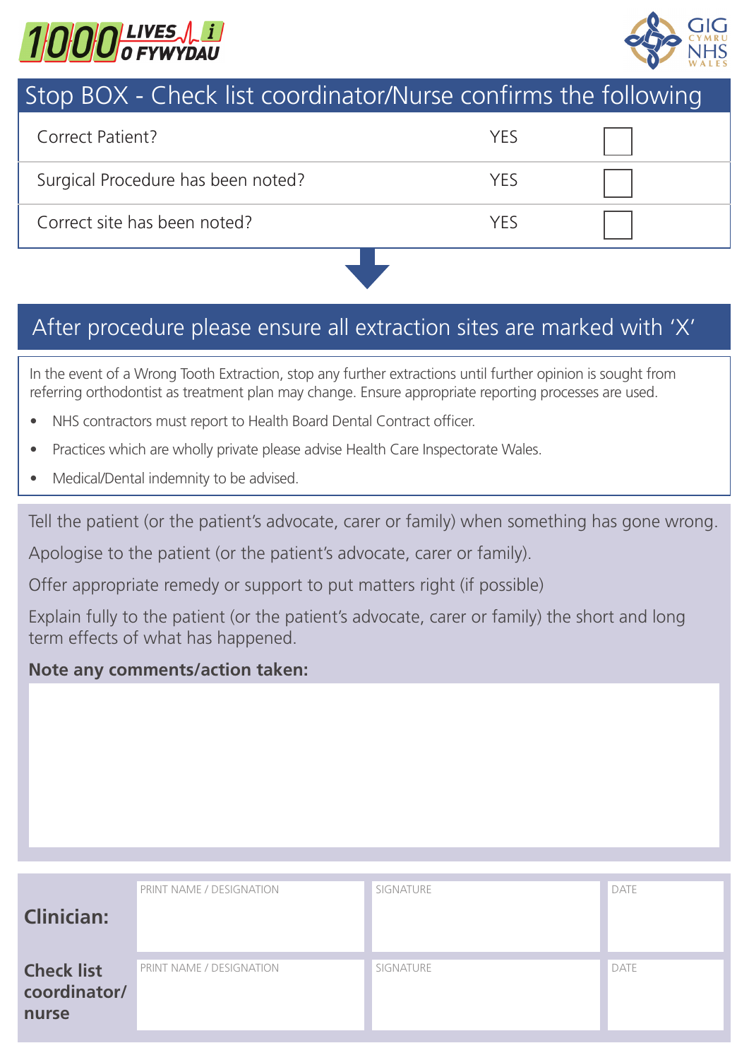1000 LIVES O FYWYDAU

GIG CYMRU NHS WALES

## Stop BOX - Check list coordinator/Nurse confirms the following

| | | |
|---|---|---|
| Correct Patient? | YES | ☐ |
| Surgical Procedure has been noted? | YES | ☐ |
| Correct site has been noted? | YES | ☐ |

## After procedure please ensure all extraction sites are marked with 'X'

In the event of a Wrong Tooth Extraction, stop any further extractions until further opinion is sought from referring orthodontist as treatment plan may change. Ensure appropriate reporting processes are used.

- NHS contractors must report to Health Board Dental Contract officer.
- Practices which are wholly private please advise Health Care Inspectorate Wales.
- Medical/Dental indemnity to be advised.

Tell the patient (or the patient's advocate, carer or family) when something has gone wrong.

Apologise to the patient (or the patient's advocate, carer or family).

Offer appropriate remedy or support to put matters right (if possible)

Explain fully to the patient (or the patient's advocate, carer or family) the short and long term effects of what has happened.

**Note any comments/action taken:**

| | PRINT NAME / DESIGNATION | SIGNATURE | DATE |
|---|---|---|---|
| **Clinician:** | | | |
| **Check list coordinator/ nurse** | | | |